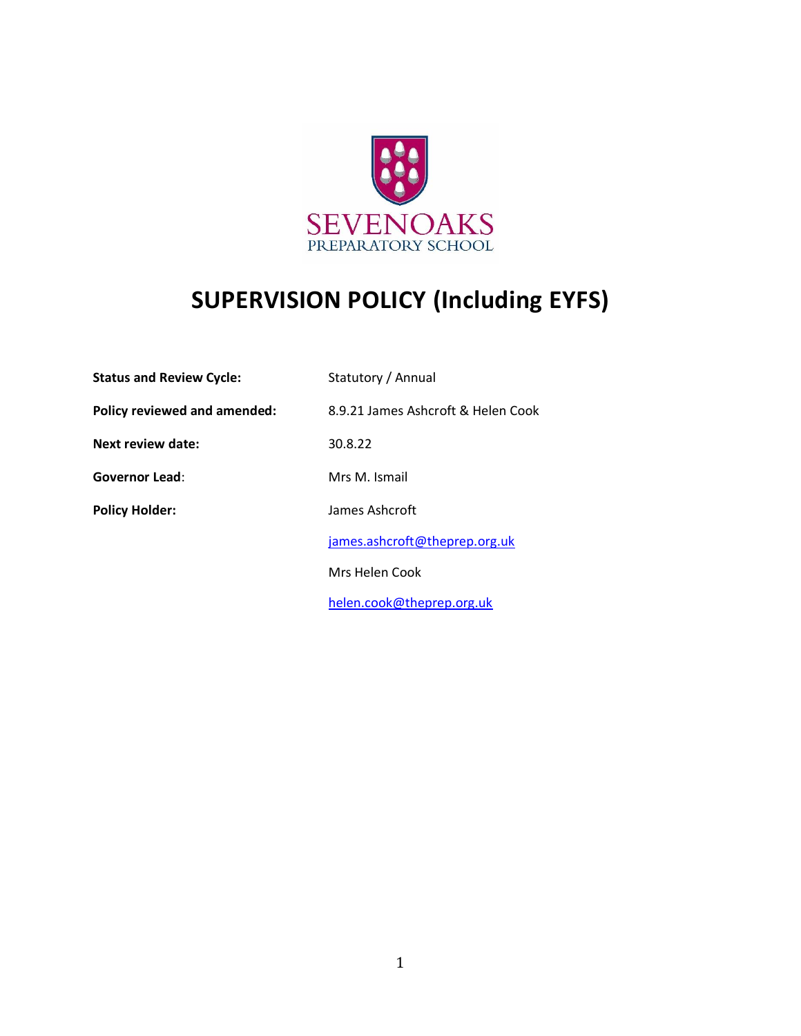SEVENOAKS
PREPARATORY SCHOOL

# SUPERVISION POLICY (Including EYFS)

| | |
|---|---|
| **Status and Review Cycle:** | Statutory / Annual |
| **Policy reviewed and amended:** | 8.9.21 James Ashcroft & Helen Cook |
| **Next review date:** | 30.8.22 |
| **Governor Lead**: | Mrs M. Ismail |
| **Policy Holder:** | James Ashcroft |
| | james.ashcroft@theprep.org.uk |
| | Mrs Helen Cook |
| | helen.cook@theprep.org.uk |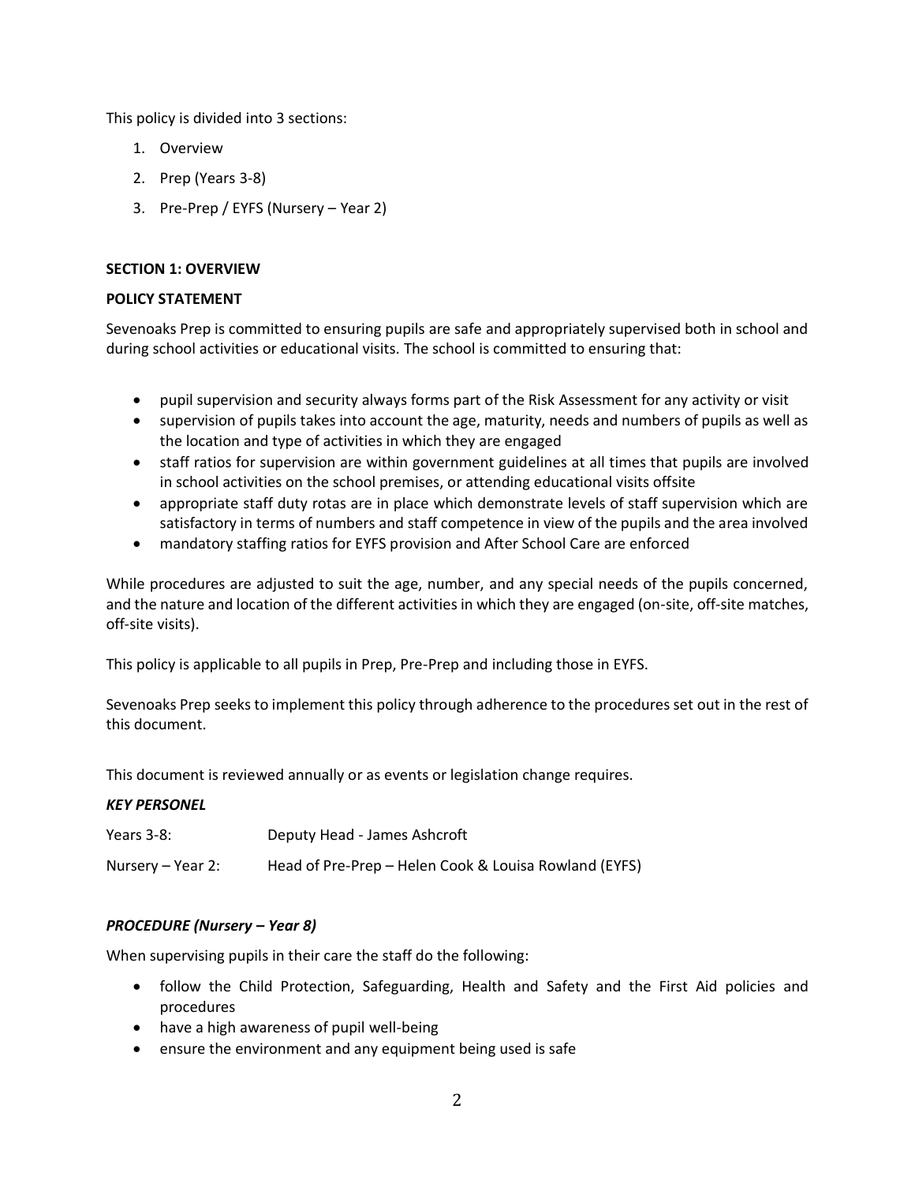This policy is divided into 3 sections:

1. Overview
2. Prep (Years 3-8)
3. Pre-Prep / EYFS (Nursery – Year 2)

## SECTION 1: OVERVIEW

### POLICY STATEMENT

Sevenoaks Prep is committed to ensuring pupils are safe and appropriately supervised both in school and during school activities or educational visits. The school is committed to ensuring that:

- pupil supervision and security always forms part of the Risk Assessment for any activity or visit
- supervision of pupils takes into account the age, maturity, needs and numbers of pupils as well as the location and type of activities in which they are engaged
- staff ratios for supervision are within government guidelines at all times that pupils are involved in school activities on the school premises, or attending educational visits offsite
- appropriate staff duty rotas are in place which demonstrate levels of staff supervision which are satisfactory in terms of numbers and staff competence in view of the pupils and the area involved
- mandatory staffing ratios for EYFS provision and After School Care are enforced

While procedures are adjusted to suit the age, number, and any special needs of the pupils concerned, and the nature and location of the different activities in which they are engaged (on-site, off-site matches, off-site visits).

This policy is applicable to all pupils in Prep, Pre-Prep and including those in EYFS.

Sevenoaks Prep seeks to implement this policy through adherence to the procedures set out in the rest of this document.

This document is reviewed annually or as events or legislation change requires.

### *KEY PERSONEL*

| | |
|---|---|
| Years 3-8: | Deputy Head - James Ashcroft |
| Nursery – Year 2: | Head of Pre-Prep – Helen Cook & Louisa Rowland (EYFS) |

### *PROCEDURE (Nursery – Year 8)*

When supervising pupils in their care the staff do the following:

- follow the Child Protection, Safeguarding, Health and Safety and the First Aid policies and procedures
- have a high awareness of pupil well-being
- ensure the environment and any equipment being used is safe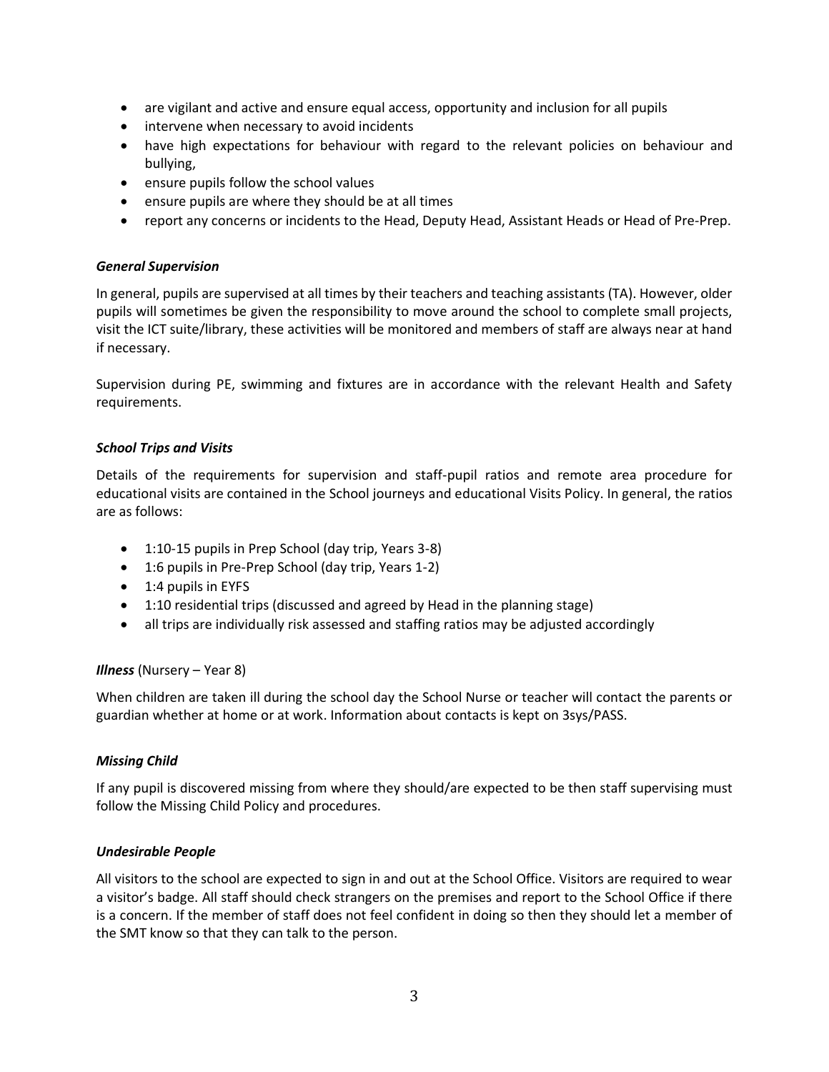- are vigilant and active and ensure equal access, opportunity and inclusion for all pupils
- intervene when necessary to avoid incidents
- have high expectations for behaviour with regard to the relevant policies on behaviour and bullying,
- ensure pupils follow the school values
- ensure pupils are where they should be at all times
- report any concerns or incidents to the Head, Deputy Head, Assistant Heads or Head of Pre-Prep.

***General Supervision***

In general, pupils are supervised at all times by their teachers and teaching assistants (TA). However, older pupils will sometimes be given the responsibility to move around the school to complete small projects, visit the ICT suite/library, these activities will be monitored and members of staff are always near at hand if necessary.

Supervision during PE, swimming and fixtures are in accordance with the relevant Health and Safety requirements.

***School Trips and Visits***

Details of the requirements for supervision and staff-pupil ratios and remote area procedure for educational visits are contained in the School journeys and educational Visits Policy. In general, the ratios are as follows:

- 1:10-15 pupils in Prep School (day trip, Years 3-8)
- 1:6 pupils in Pre-Prep School (day trip, Years 1-2)
- 1:4 pupils in EYFS
- 1:10 residential trips (discussed and agreed by Head in the planning stage)
- all trips are individually risk assessed and staffing ratios may be adjusted accordingly

***Illness*** (Nursery – Year 8)

When children are taken ill during the school day the School Nurse or teacher will contact the parents or guardian whether at home or at work. Information about contacts is kept on 3sys/PASS.

***Missing Child***

If any pupil is discovered missing from where they should/are expected to be then staff supervising must follow the Missing Child Policy and procedures.

***Undesirable People***

All visitors to the school are expected to sign in and out at the School Office. Visitors are required to wear a visitor's badge. All staff should check strangers on the premises and report to the School Office if there is a concern. If the member of staff does not feel confident in doing so then they should let a member of the SMT know so that they can talk to the person.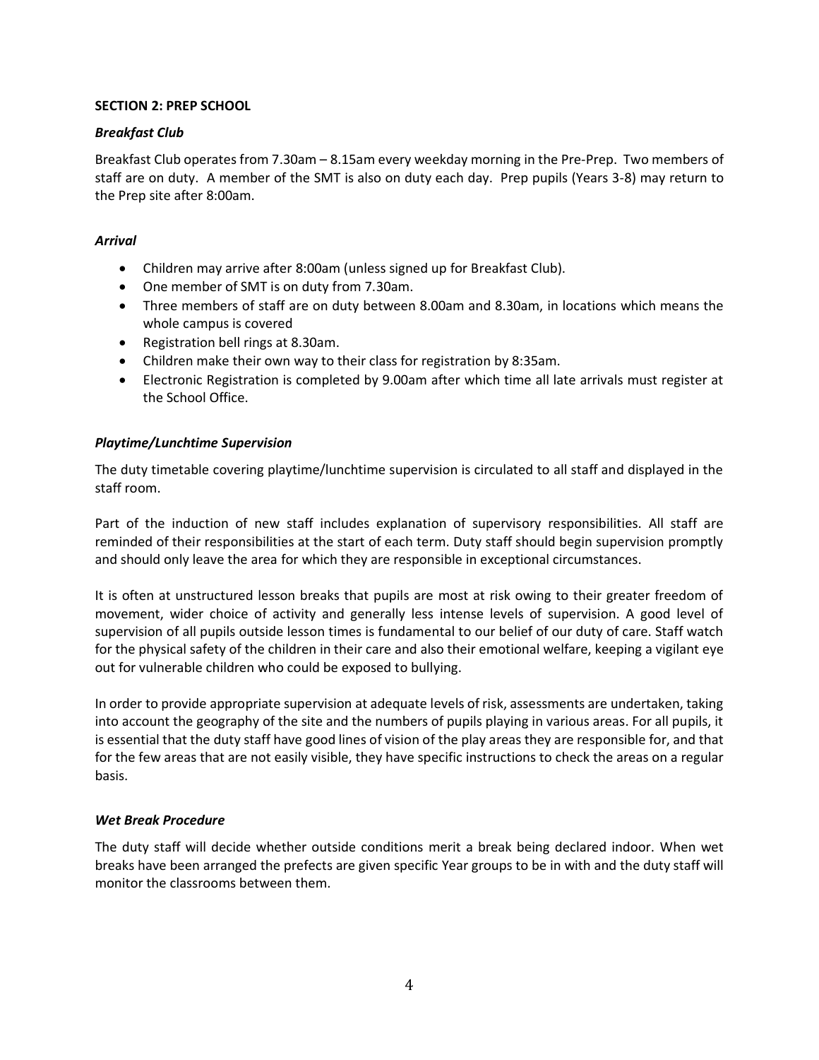**SECTION 2: PREP SCHOOL**

***Breakfast Club***

Breakfast Club operates from 7.30am – 8.15am every weekday morning in the Pre-Prep. Two members of staff are on duty. A member of the SMT is also on duty each day. Prep pupils (Years 3-8) may return to the Prep site after 8:00am.

***Arrival***

- Children may arrive after 8:00am (unless signed up for Breakfast Club).
- One member of SMT is on duty from 7.30am.
- Three members of staff are on duty between 8.00am and 8.30am, in locations which means the whole campus is covered
- Registration bell rings at 8.30am.
- Children make their own way to their class for registration by 8:35am.
- Electronic Registration is completed by 9.00am after which time all late arrivals must register at the School Office.

***Playtime/Lunchtime Supervision***

The duty timetable covering playtime/lunchtime supervision is circulated to all staff and displayed in the staff room.

Part of the induction of new staff includes explanation of supervisory responsibilities. All staff are reminded of their responsibilities at the start of each term. Duty staff should begin supervision promptly and should only leave the area for which they are responsible in exceptional circumstances.

It is often at unstructured lesson breaks that pupils are most at risk owing to their greater freedom of movement, wider choice of activity and generally less intense levels of supervision. A good level of supervision of all pupils outside lesson times is fundamental to our belief of our duty of care. Staff watch for the physical safety of the children in their care and also their emotional welfare, keeping a vigilant eye out for vulnerable children who could be exposed to bullying.

In order to provide appropriate supervision at adequate levels of risk, assessments are undertaken, taking into account the geography of the site and the numbers of pupils playing in various areas. For all pupils, it is essential that the duty staff have good lines of vision of the play areas they are responsible for, and that for the few areas that are not easily visible, they have specific instructions to check the areas on a regular basis.

***Wet Break Procedure***

The duty staff will decide whether outside conditions merit a break being declared indoor. When wet breaks have been arranged the prefects are given specific Year groups to be in with and the duty staff will monitor the classrooms between them.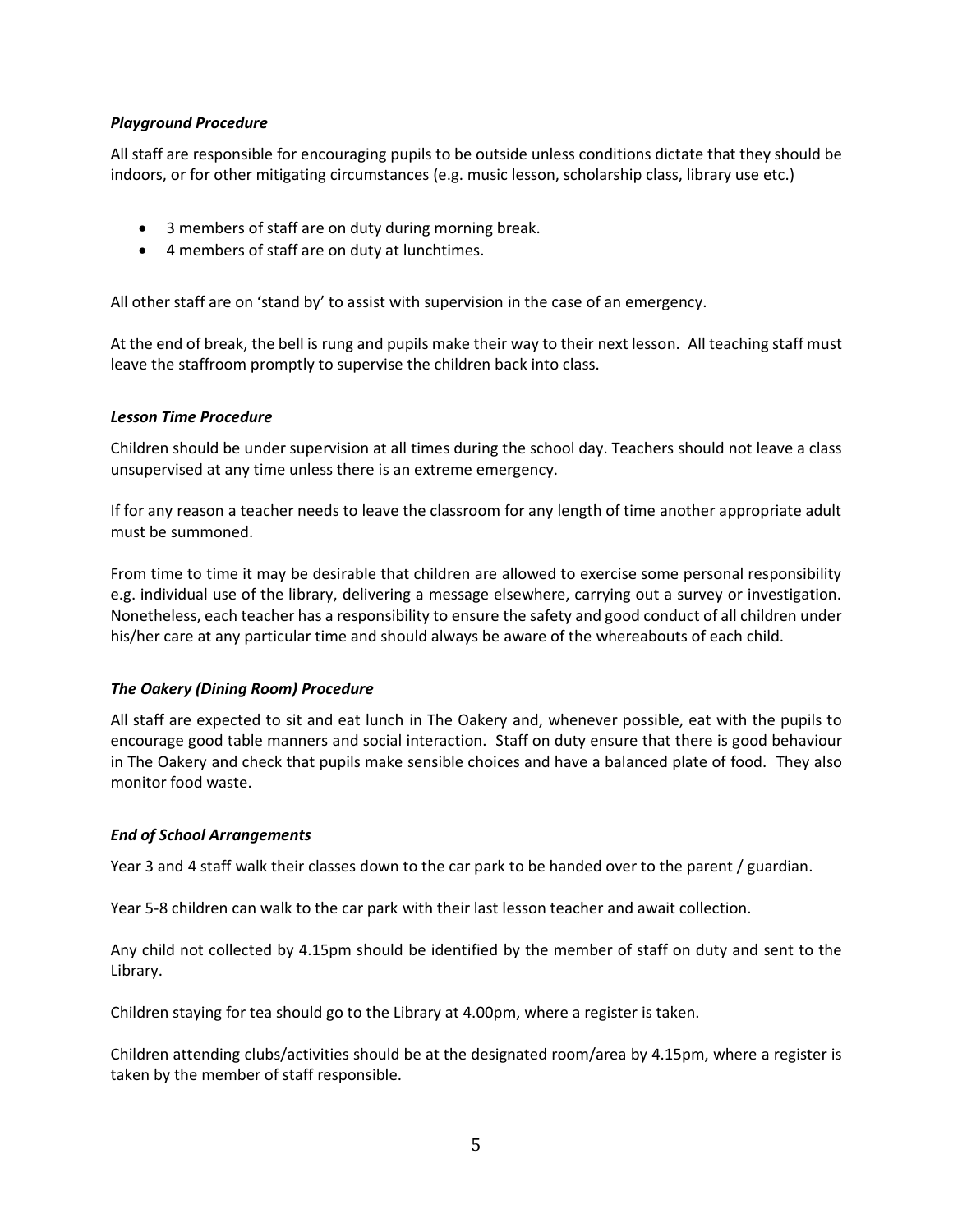### *Playground Procedure*

All staff are responsible for encouraging pupils to be outside unless conditions dictate that they should be indoors, or for other mitigating circumstances (e.g. music lesson, scholarship class, library use etc.)

- 3 members of staff are on duty during morning break.
- 4 members of staff are on duty at lunchtimes.

All other staff are on 'stand by' to assist with supervision in the case of an emergency.

At the end of break, the bell is rung and pupils make their way to their next lesson. All teaching staff must leave the staffroom promptly to supervise the children back into class.

### *Lesson Time Procedure*

Children should be under supervision at all times during the school day. Teachers should not leave a class unsupervised at any time unless there is an extreme emergency.

If for any reason a teacher needs to leave the classroom for any length of time another appropriate adult must be summoned.

From time to time it may be desirable that children are allowed to exercise some personal responsibility e.g. individual use of the library, delivering a message elsewhere, carrying out a survey or investigation. Nonetheless, each teacher has a responsibility to ensure the safety and good conduct of all children under his/her care at any particular time and should always be aware of the whereabouts of each child.

### *The Oakery (Dining Room) Procedure*

All staff are expected to sit and eat lunch in The Oakery and, whenever possible, eat with the pupils to encourage good table manners and social interaction. Staff on duty ensure that there is good behaviour in The Oakery and check that pupils make sensible choices and have a balanced plate of food. They also monitor food waste.

### *End of School Arrangements*

Year 3 and 4 staff walk their classes down to the car park to be handed over to the parent / guardian.

Year 5-8 children can walk to the car park with their last lesson teacher and await collection.

Any child not collected by 4.15pm should be identified by the member of staff on duty and sent to the Library.

Children staying for tea should go to the Library at 4.00pm, where a register is taken.

Children attending clubs/activities should be at the designated room/area by 4.15pm, where a register is taken by the member of staff responsible.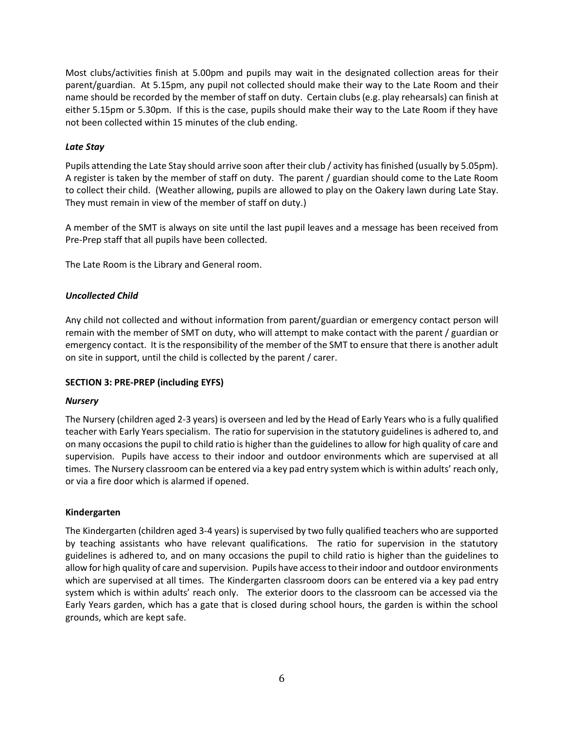Most clubs/activities finish at 5.00pm and pupils may wait in the designated collection areas for their parent/guardian. At 5.15pm, any pupil not collected should make their way to the Late Room and their name should be recorded by the member of staff on duty. Certain clubs (e.g. play rehearsals) can finish at either 5.15pm or 5.30pm. If this is the case, pupils should make their way to the Late Room if they have not been collected within 15 minutes of the club ending.

***Late Stay***

Pupils attending the Late Stay should arrive soon after their club / activity has finished (usually by 5.05pm). A register is taken by the member of staff on duty. The parent / guardian should come to the Late Room to collect their child. (Weather allowing, pupils are allowed to play on the Oakery lawn during Late Stay. They must remain in view of the member of staff on duty.)

A member of the SMT is always on site until the last pupil leaves and a message has been received from Pre-Prep staff that all pupils have been collected.

The Late Room is the Library and General room.

***Uncollected Child***

Any child not collected and without information from parent/guardian or emergency contact person will remain with the member of SMT on duty, who will attempt to make contact with the parent / guardian or emergency contact. It is the responsibility of the member of the SMT to ensure that there is another adult on site in support, until the child is collected by the parent / carer.

**SECTION 3: PRE-PREP (including EYFS)**

***Nursery***

The Nursery (children aged 2-3 years) is overseen and led by the Head of Early Years who is a fully qualified teacher with Early Years specialism. The ratio for supervision in the statutory guidelines is adhered to, and on many occasions the pupil to child ratio is higher than the guidelines to allow for high quality of care and supervision. Pupils have access to their indoor and outdoor environments which are supervised at all times. The Nursery classroom can be entered via a key pad entry system which is within adults' reach only, or via a fire door which is alarmed if opened.

**Kindergarten**

The Kindergarten (children aged 3-4 years) is supervised by two fully qualified teachers who are supported by teaching assistants who have relevant qualifications. The ratio for supervision in the statutory guidelines is adhered to, and on many occasions the pupil to child ratio is higher than the guidelines to allow for high quality of care and supervision. Pupils have access to their indoor and outdoor environments which are supervised at all times. The Kindergarten classroom doors can be entered via a key pad entry system which is within adults' reach only. The exterior doors to the classroom can be accessed via the Early Years garden, which has a gate that is closed during school hours, the garden is within the school grounds, which are kept safe.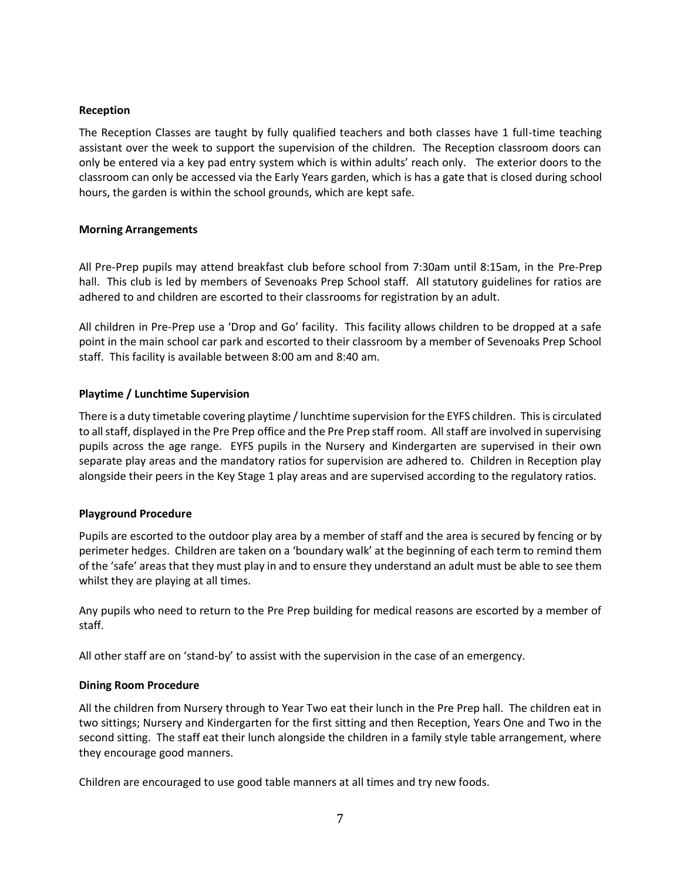### Reception

The Reception Classes are taught by fully qualified teachers and both classes have 1 full-time teaching assistant over the week to support the supervision of the children. The Reception classroom doors can only be entered via a key pad entry system which is within adults' reach only. The exterior doors to the classroom can only be accessed via the Early Years garden, which is has a gate that is closed during school hours, the garden is within the school grounds, which are kept safe.

### Morning Arrangements

All Pre-Prep pupils may attend breakfast club before school from 7:30am until 8:15am, in the Pre-Prep hall. This club is led by members of Sevenoaks Prep School staff. All statutory guidelines for ratios are adhered to and children are escorted to their classrooms for registration by an adult.

All children in Pre-Prep use a 'Drop and Go' facility. This facility allows children to be dropped at a safe point in the main school car park and escorted to their classroom by a member of Sevenoaks Prep School staff. This facility is available between 8:00 am and 8:40 am.

### Playtime / Lunchtime Supervision

There is a duty timetable covering playtime / lunchtime supervision for the EYFS children. This is circulated to all staff, displayed in the Pre Prep office and the Pre Prep staff room. All staff are involved in supervising pupils across the age range. EYFS pupils in the Nursery and Kindergarten are supervised in their own separate play areas and the mandatory ratios for supervision are adhered to. Children in Reception play alongside their peers in the Key Stage 1 play areas and are supervised according to the regulatory ratios.

### Playground Procedure

Pupils are escorted to the outdoor play area by a member of staff and the area is secured by fencing or by perimeter hedges. Children are taken on a 'boundary walk' at the beginning of each term to remind them of the 'safe' areas that they must play in and to ensure they understand an adult must be able to see them whilst they are playing at all times.

Any pupils who need to return to the Pre Prep building for medical reasons are escorted by a member of staff.

All other staff are on 'stand-by' to assist with the supervision in the case of an emergency.

### Dining Room Procedure

All the children from Nursery through to Year Two eat their lunch in the Pre Prep hall. The children eat in two sittings; Nursery and Kindergarten for the first sitting and then Reception, Years One and Two in the second sitting. The staff eat their lunch alongside the children in a family style table arrangement, where they encourage good manners.

Children are encouraged to use good table manners at all times and try new foods.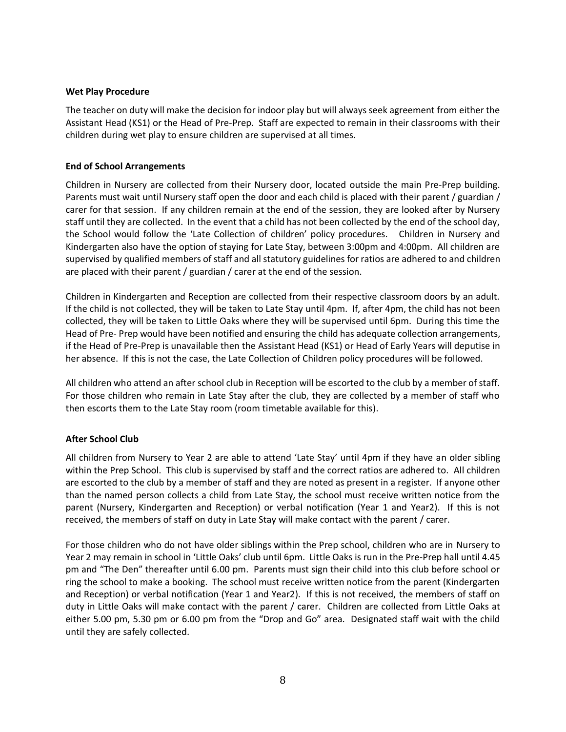**Wet Play Procedure**

The teacher on duty will make the decision for indoor play but will always seek agreement from either the Assistant Head (KS1) or the Head of Pre-Prep. Staff are expected to remain in their classrooms with their children during wet play to ensure children are supervised at all times.

**End of School Arrangements**

Children in Nursery are collected from their Nursery door, located outside the main Pre-Prep building. Parents must wait until Nursery staff open the door and each child is placed with their parent / guardian / carer for that session. If any children remain at the end of the session, they are looked after by Nursery staff until they are collected. In the event that a child has not been collected by the end of the school day, the School would follow the 'Late Collection of children' policy procedures. Children in Nursery and Kindergarten also have the option of staying for Late Stay, between 3:00pm and 4:00pm. All children are supervised by qualified members of staff and all statutory guidelines for ratios are adhered to and children are placed with their parent / guardian / carer at the end of the session.

Children in Kindergarten and Reception are collected from their respective classroom doors by an adult. If the child is not collected, they will be taken to Late Stay until 4pm. If, after 4pm, the child has not been collected, they will be taken to Little Oaks where they will be supervised until 6pm. During this time the Head of Pre- Prep would have been notified and ensuring the child has adequate collection arrangements, if the Head of Pre-Prep is unavailable then the Assistant Head (KS1) or Head of Early Years will deputise in her absence. If this is not the case, the Late Collection of Children policy procedures will be followed.

All children who attend an after school club in Reception will be escorted to the club by a member of staff. For those children who remain in Late Stay after the club, they are collected by a member of staff who then escorts them to the Late Stay room (room timetable available for this).

**After School Club**

All children from Nursery to Year 2 are able to attend 'Late Stay' until 4pm if they have an older sibling within the Prep School. This club is supervised by staff and the correct ratios are adhered to. All children are escorted to the club by a member of staff and they are noted as present in a register. If anyone other than the named person collects a child from Late Stay, the school must receive written notice from the parent (Nursery, Kindergarten and Reception) or verbal notification (Year 1 and Year2). If this is not received, the members of staff on duty in Late Stay will make contact with the parent / carer.

For those children who do not have older siblings within the Prep school, children who are in Nursery to Year 2 may remain in school in 'Little Oaks' club until 6pm. Little Oaks is run in the Pre-Prep hall until 4.45 pm and "The Den" thereafter until 6.00 pm. Parents must sign their child into this club before school or ring the school to make a booking. The school must receive written notice from the parent (Kindergarten and Reception) or verbal notification (Year 1 and Year2). If this is not received, the members of staff on duty in Little Oaks will make contact with the parent / carer. Children are collected from Little Oaks at either 5.00 pm, 5.30 pm or 6.00 pm from the "Drop and Go" area. Designated staff wait with the child until they are safely collected.